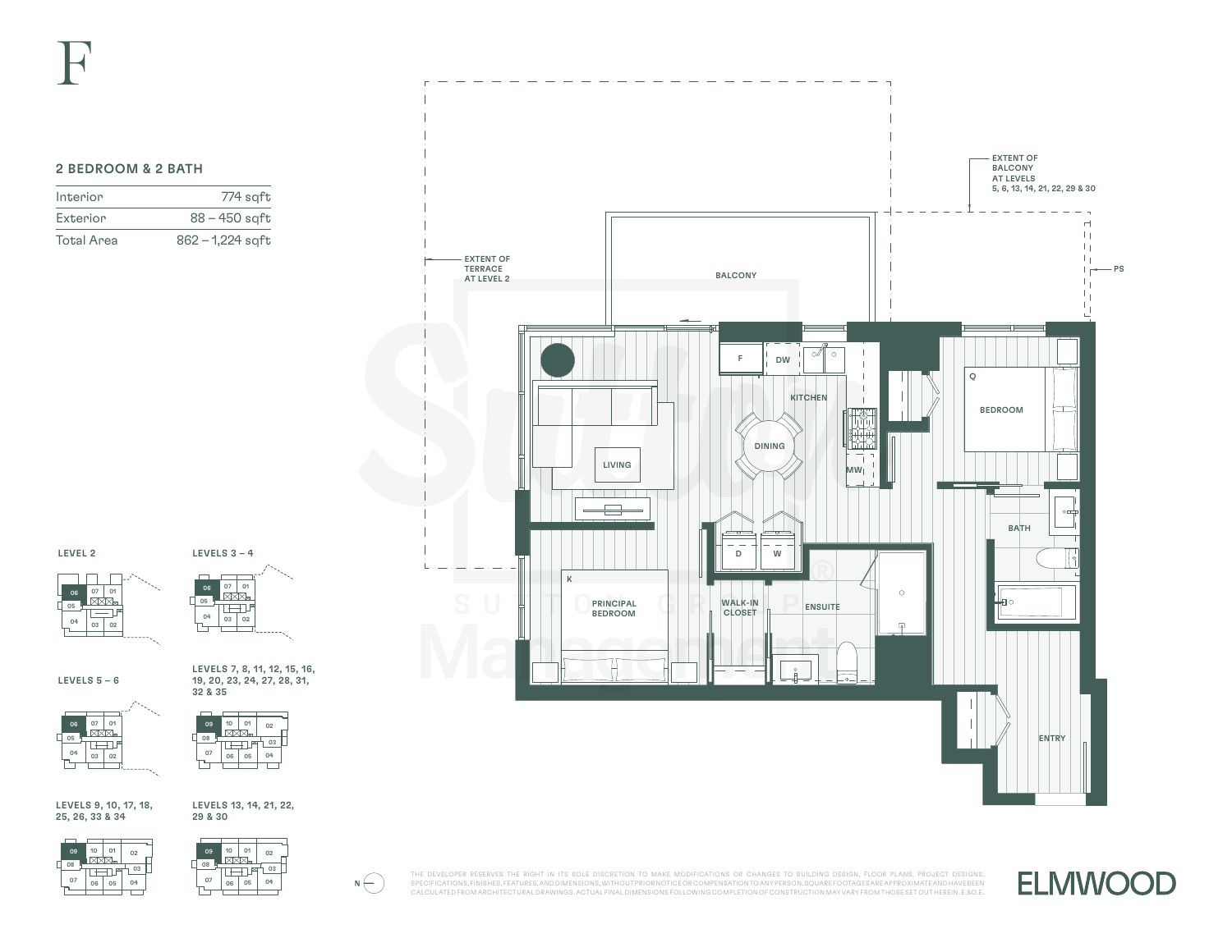# F

## 2 BEDROOM & 2 BATH

| | |
|---|---|
| Interior | 774 sqft |
| Exterior | 88 – 450 sqft |
| Total Area | 862 – 1,224 sqft |

EXTENT OF TERRACE AT LEVEL 2

EXTENT OF BALCONY AT LEVELS 5, 6, 13, 14, 21, 22, 29 & 30

PS

BALCONY

KITCHEN

F

DW

DINING

MW

LIVING

BEDROOM

Q

BATH

D

W

K

PRINCIPAL BEDROOM

WALK-IN CLOSET

ENSUITE

ENTRY

LEVEL 2

LEVELS 3 – 4

LEVELS 5 – 6

LEVELS 7, 8, 11, 12, 15, 16, 19, 20, 23, 24, 27, 28, 31, 32 & 35

LEVELS 9, 10, 17, 18, 25, 26, 33 & 34

LEVELS 13, 14, 21, 22, 29 & 30

N

THE DEVELOPER RESERVES THE RIGHT IN ITS SOLE DISCRETION TO MAKE MODIFICATIONS OR CHANGES TO BUILDING DESIGN, FLOOR PLANS, PROJECT DESIGNS, SPECIFICATIONS, FINISHES, FEATURES, AND DIMENSIONS, WITHOUT PRIOR NOTICE OR COMPENSATION TO ANY PERSON. SQUARE FOOTAGES ARE APPROXIMATE AND HAVE BEEN CALCULATED FROM ARCHITECTURAL DRAWINGS. ACTUAL FINAL DIMENSIONS FOLLOWING COMPLETION OF CONSTRUCTION MAY VARY FROM THOSE SET OUT HEREIN. E.&O.E.

ELMWOOD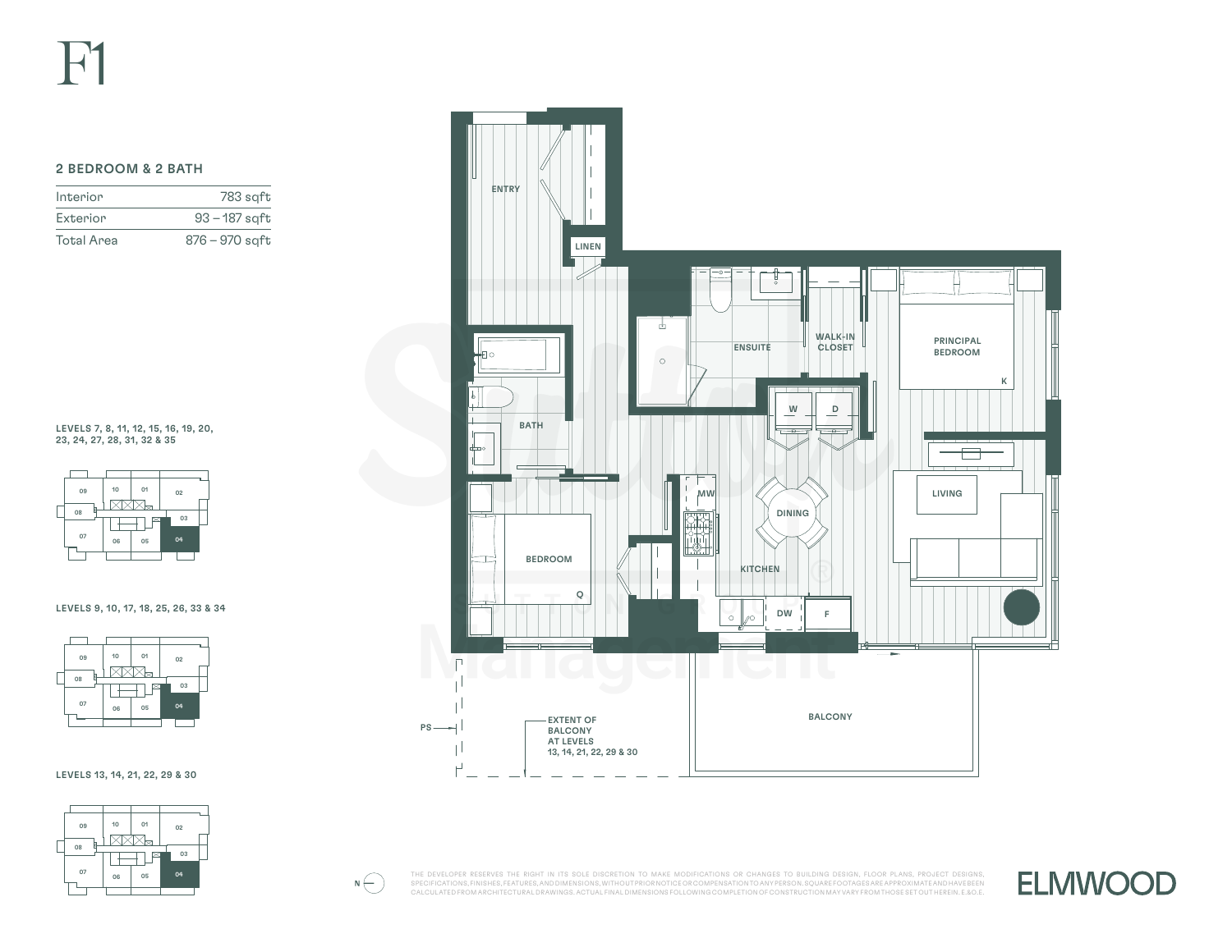# F1

### 2 BEDROOM & 2 BATH

| | |
|---|---|
| Interior | 783 sqft |
| Exterior | 93 – 187 sqft |
| Total Area | 876 – 970 sqft |

LEVELS 7, 8, 11, 12, 15, 16, 19, 20, 23, 24, 27, 28, 31, 32 & 35

09 10 01 02 08 03 07 06 05 04

LEVELS 9, 10, 17, 18, 25, 26, 33 & 34

09 10 01 02 08 03 07 06 05 04

LEVELS 13, 14, 21, 22, 29 & 30

09 10 01 02 08 03 07 06 05 04

ENTRY

LINEN

BATH

ENSUITE

WALK-IN CLOSET

PRINCIPAL BEDROOM

K

W

D

BEDROOM

Q

MW

DINING

KITCHEN

DW

F

LIVING

BALCONY

PS

EXTENT OF BALCONY AT LEVELS 13, 14, 21, 22, 29 & 30

N

THE DEVELOPER RESERVES THE RIGHT IN ITS SOLE DISCRETION TO MAKE MODIFICATIONS OR CHANGES TO BUILDING DESIGN, FLOOR PLANS, PROJECT DESIGNS, SPECIFICATIONS, FINISHES, FEATURES, AND DIMENSIONS, WITHOUT PRIOR NOTICE OR COMPENSATION TO ANY PERSON. SQUARE FOOTAGES ARE APPROXIMATE AND HAVE BEEN CALCULATED FROM ARCHITECTURAL DRAWINGS. ACTUAL FINAL DIMENSIONS FOLLOWING COMPLETION OF CONSTRUCTION MAY VARY FROM THOSE SET OUT HEREIN. E.&O.E.

ELMWOOD